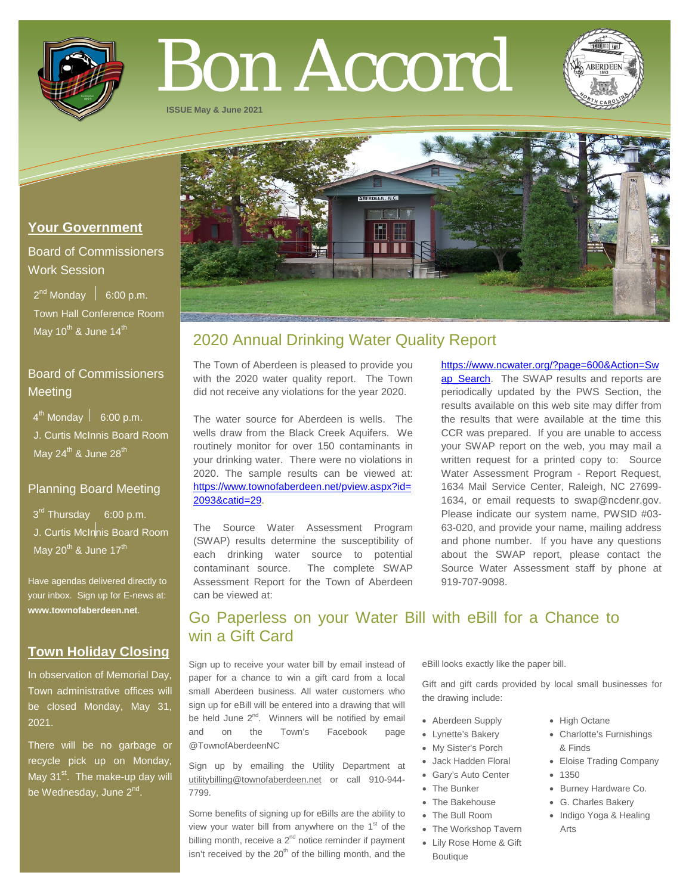# Bon Accord

ISSUE May & June 2021

## Your Government

### Board of Commissioners Work Session

2nd Monday | 6:00 p.m.
Town Hall Conference Room
May 10th & June 14th

### Board of Commissioners Meeting

4th Monday | 6:00 p.m.
J. Curtis McInnis Board Room
May 24th & June 28th

### Planning Board Meeting

3rd Thursday 6:00 p.m.
J. Curtis McInnis Board Room
May 20th & June 17th

Have agendas delivered directly to your inbox. Sign up for E-news at: **www.townofaberdeen.net**.

## Town Holiday Closing

In observation of Memorial Day, Town administrative offices will be closed Monday, May 31, 2021.

There will be no garbage or recycle pick up on Monday, May 31st. The make-up day will be Wednesday, June 2nd.

## 2020 Annual Drinking Water Quality Report

The Town of Aberdeen is pleased to provide you with the 2020 water quality report. The Town did not receive any violations for the year 2020.

The water source for Aberdeen is wells. The wells draw from the Black Creek Aquifers. We routinely monitor for over 150 contaminants in your drinking water. There were no violations in 2020. The sample results can be viewed at: https://www.townofaberdeen.net/pview.aspx?id=2093&catid=29.

The Source Water Assessment Program (SWAP) results determine the susceptibility of each drinking water source to potential contaminant source. The complete SWAP Assessment Report for the Town of Aberdeen can be viewed at: https://www.ncwater.org/?page=600&Action=Swap_Search. The SWAP results and reports are periodically updated by the PWS Section, the results available on this web site may differ from the results that were available at the time this CCR was prepared. If you are unable to access your SWAP report on the web, you may mail a written request for a printed copy to: Source Water Assessment Program - Report Request, 1634 Mail Service Center, Raleigh, NC 27699-1634, or email requests to swap@ncdenr.gov. Please indicate our system name, PWSID #03-63-020, and provide your name, mailing address and phone number. If you have any questions about the SWAP report, please contact the Source Water Assessment staff by phone at 919-707-9098.

## Go Paperless on your Water Bill with eBill for a Chance to win a Gift Card

Sign up to receive your water bill by email instead of paper for a chance to win a gift card from a local small Aberdeen business. All water customers who sign up for eBill will be entered into a drawing that will be held June 2nd. Winners will be notified by email and on the Town's Facebook page @TownofAberdeenNC

Sign up by emailing the Utility Department at utilitybilling@townofaberdeen.net or call 910-944-7799.

Some benefits of signing up for eBills are the ability to view your water bill from anywhere on the 1st of the billing month, receive a 2nd notice reminder if payment isn't received by the 20th of the billing month, and the eBill looks exactly like the paper bill.

Gift and gift cards provided by local small businesses for the drawing include:

- Aberdeen Supply
- Lynette's Bakery
- My Sister's Porch
- Jack Hadden Floral
- Gary's Auto Center
- The Bunker
- The Bakehouse
- The Bull Room
- The Workshop Tavern
- Lily Rose Home & Gift Boutique
- High Octane
- Charlotte's Furnishings & Finds
- Eloise Trading Company
- 1350
- Burney Hardware Co.
- G. Charles Bakery
- Indigo Yoga & Healing Arts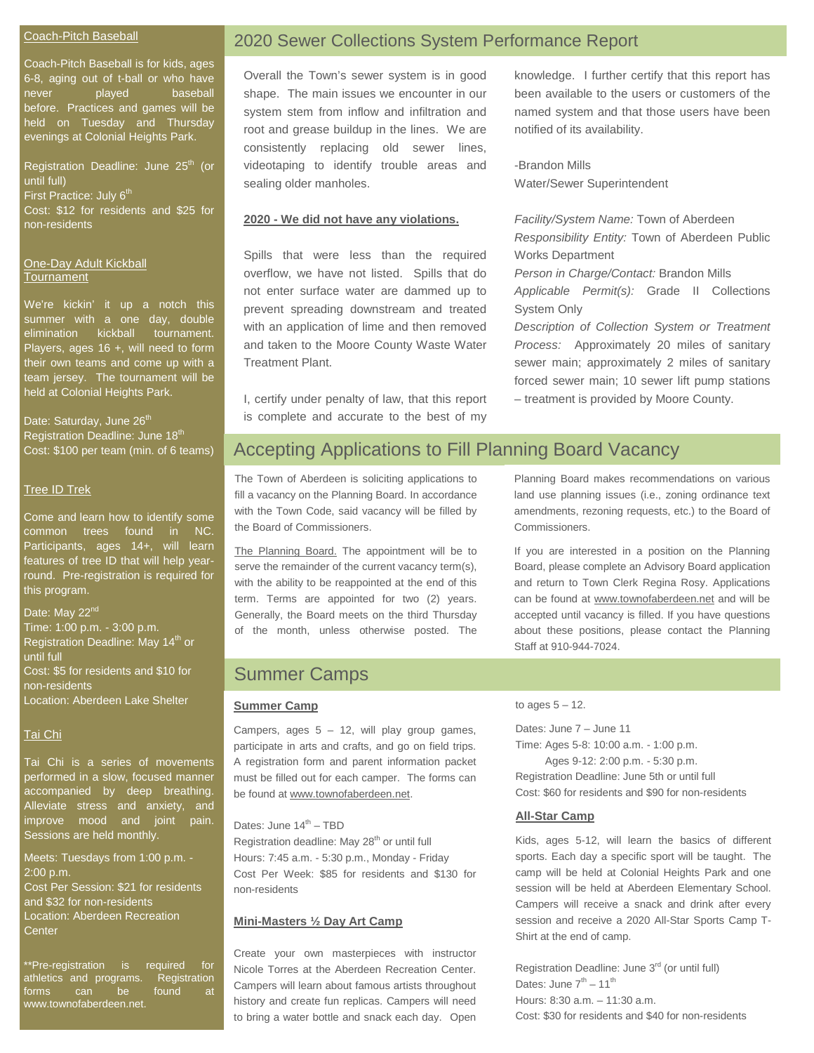### Coach-Pitch Baseball

Coach-Pitch Baseball is for kids, ages 6-8, aging out of t-ball or who have never played baseball before. Practices and games will be held on Tuesday and Thursday evenings at Colonial Heights Park.

Registration Deadline: June 25th (or until full)
First Practice: July 6th
Cost: $12 for residents and $25 for non-residents

### One-Day Adult Kickball Tournament

We're kickin' it up a notch this summer with a one day, double elimination kickball tournament. Players, ages 16 +, will need to form their own teams and come up with a team jersey. The tournament will be held at Colonial Heights Park.

Date: Saturday, June 26th
Registration Deadline: June 18th
Cost: $100 per team (min. of 6 teams)

### Tree ID Trek

Come and learn how to identify some common trees found in NC. Participants, ages 14+, will learn features of tree ID that will help year-round. Pre-registration is required for this program.

Date: May 22nd
Time: 1:00 p.m. - 3:00 p.m.
Registration Deadline: May 14th or until full
Cost: $5 for residents and $10 for non-residents
Location: Aberdeen Lake Shelter

### Tai Chi

Tai Chi is a series of movements performed in a slow, focused manner accompanied by deep breathing. Alleviate stress and anxiety, and improve mood and joint pain. Sessions are held monthly.

Meets: Tuesdays from 1:00 p.m. - 2:00 p.m.
Cost Per Session: $21 for residents and $32 for non-residents
Location: Aberdeen Recreation Center

**Pre-registration is required for athletics and programs. Registration forms can be found at www.townofaberdeen.net.

## 2020 Sewer Collections System Performance Report

Overall the Town's sewer system is in good shape. The main issues we encounter in our system stem from inflow and infiltration and root and grease buildup in the lines. We are consistently replacing old sewer lines, videotaping to identify trouble areas and sealing older manholes.

**2020 - We did not have any violations.**

Spills that were less than the required overflow, we have not listed. Spills that do not enter surface water are dammed up to prevent spreading downstream and treated with an application of lime and then removed and taken to the Moore County Waste Water Treatment Plant.

I, certify under penalty of law, that this report is complete and accurate to the best of my knowledge. I further certify that this report has been available to the users or customers of the named system and that those users have been notified of its availability.

-Brandon Mills
Water/Sewer Superintendent

*Facility/System Name:* Town of Aberdeen
*Responsibility Entity:* Town of Aberdeen Public Works Department
*Person in Charge/Contact:* Brandon Mills
*Applicable Permit(s):* Grade II Collections System Only
*Description of Collection System or Treatment Process:* Approximately 20 miles of sanitary sewer main; approximately 2 miles of sanitary forced sewer main; 10 sewer lift pump stations – treatment is provided by Moore County.

## Accepting Applications to Fill Planning Board Vacancy

The Town of Aberdeen is soliciting applications to fill a vacancy on the Planning Board. In accordance with the Town Code, said vacancy will be filled by the Board of Commissioners.

The Planning Board. The appointment will be to serve the remainder of the current vacancy term(s), with the ability to be reappointed at the end of this term. Terms are appointed for two (2) years. Generally, the Board meets on the third Thursday of the month, unless otherwise posted. The Planning Board makes recommendations on various land use planning issues (i.e., zoning ordinance text amendments, rezoning requests, etc.) to the Board of Commissioners.

If you are interested in a position on the Planning Board, please complete an Advisory Board application and return to Town Clerk Regina Rosy. Applications can be found at www.townofaberdeen.net and will be accepted until vacancy is filled. If you have questions about these positions, please contact the Planning Staff at 910-944-7024.

## Summer Camps

### Summer Camp

Campers, ages 5 – 12, will play group games, participate in arts and crafts, and go on field trips. A registration form and parent information packet must be filled out for each camper. The forms can be found at www.townofaberdeen.net.

Dates: June 14th – TBD
Registration deadline: May 28th or until full
Hours: 7:45 a.m. - 5:30 p.m., Monday - Friday
Cost Per Week: $85 for residents and $130 for non-residents

### Mini-Masters ½ Day Art Camp

Create your own masterpieces with instructor Nicole Torres at the Aberdeen Recreation Center. Campers will learn about famous artists throughout history and create fun replicas. Campers will need to bring a water bottle and snack each day. Open to ages 5 – 12.

Dates: June 7 – June 11
Time: Ages 5-8: 10:00 a.m. - 1:00 p.m.
Ages 9-12: 2:00 p.m. - 5:30 p.m.
Registration Deadline: June 5th or until full
Cost: $60 for residents and $90 for non-residents

### All-Star Camp

Kids, ages 5-12, will learn the basics of different sports. Each day a specific sport will be taught. The camp will be held at Colonial Heights Park and one session will be held at Aberdeen Elementary School. Campers will receive a snack and drink after every session and receive a 2020 All-Star Sports Camp T-Shirt at the end of camp.

Registration Deadline: June 3rd (or until full)
Dates: June 7th – 11th
Hours: 8:30 a.m. – 11:30 a.m.
Cost: $30 for residents and $40 for non-residents